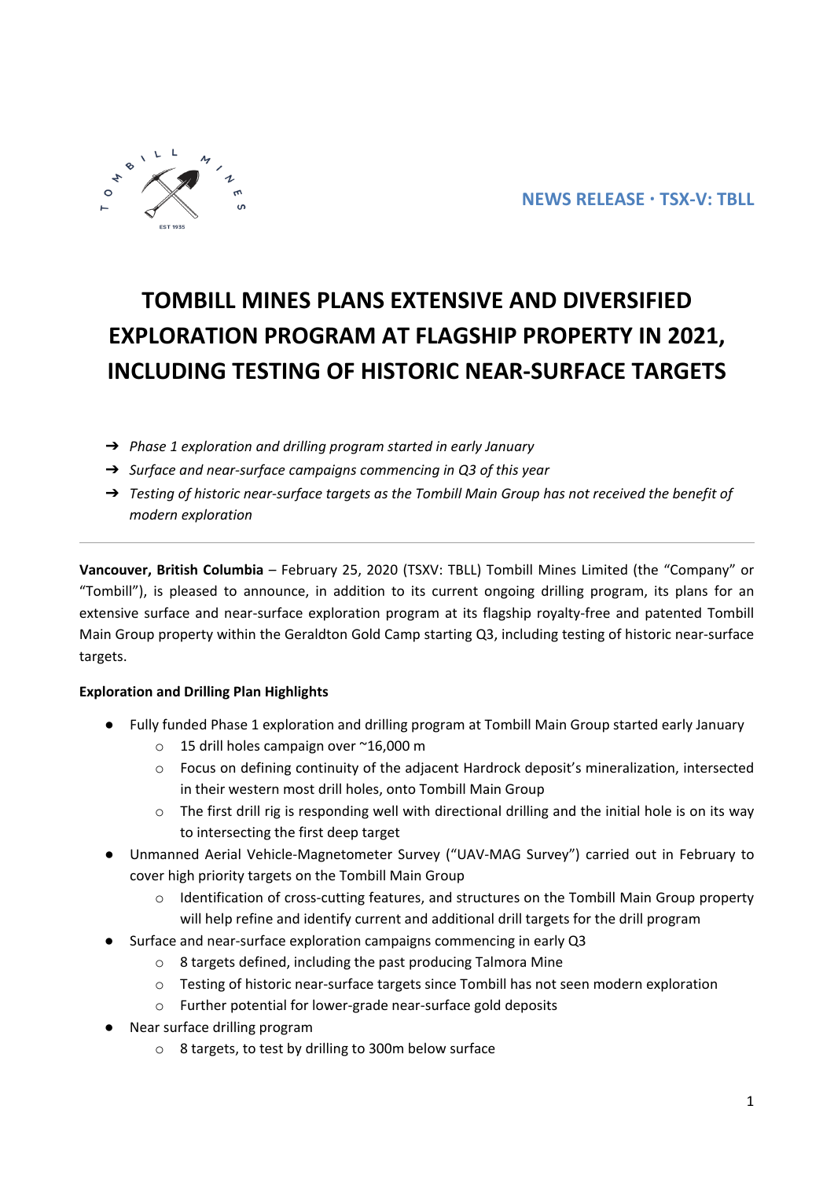NEWS RELEASE · TSX-V: TBLL

# TOMBILL MINES PLANS EXTENSIVE AND DIVERSIFIED EXPLORATION PROGRAM AT FLAGSHIP PROPERTY IN 2021, INCLUDING TESTING OF HISTORIC NEAR-SURFACE TARGETS

- ➔ *Phase 1 exploration and drilling program started in early January*
- ➔ *Surface and near-surface campaigns commencing in Q3 of this year*
- ➔ *Testing of historic near-surface targets as the Tombill Main Group has not received the benefit of modern exploration*

---

**Vancouver, British Columbia** – February 25, 2020 (TSXV: TBLL) Tombill Mines Limited (the "Company" or "Tombill"), is pleased to announce, in addition to its current ongoing drilling program, its plans for an extensive surface and near-surface exploration program at its flagship royalty-free and patented Tombill Main Group property within the Geraldton Gold Camp starting Q3, including testing of historic near-surface targets.

**Exploration and Drilling Plan Highlights**

- Fully funded Phase 1 exploration and drilling program at Tombill Main Group started early January
  - 15 drill holes campaign over ~16,000 m
  - Focus on defining continuity of the adjacent Hardrock deposit's mineralization, intersected in their western most drill holes, onto Tombill Main Group
  - The first drill rig is responding well with directional drilling and the initial hole is on its way to intersecting the first deep target
- Unmanned Aerial Vehicle-Magnetometer Survey ("UAV-MAG Survey") carried out in February to cover high priority targets on the Tombill Main Group
  - Identification of cross-cutting features, and structures on the Tombill Main Group property will help refine and identify current and additional drill targets for the drill program
- Surface and near-surface exploration campaigns commencing in early Q3
  - 8 targets defined, including the past producing Talmora Mine
  - Testing of historic near-surface targets since Tombill has not seen modern exploration
  - Further potential for lower-grade near-surface gold deposits
- Near surface drilling program
  - 8 targets, to test by drilling to 300m below surface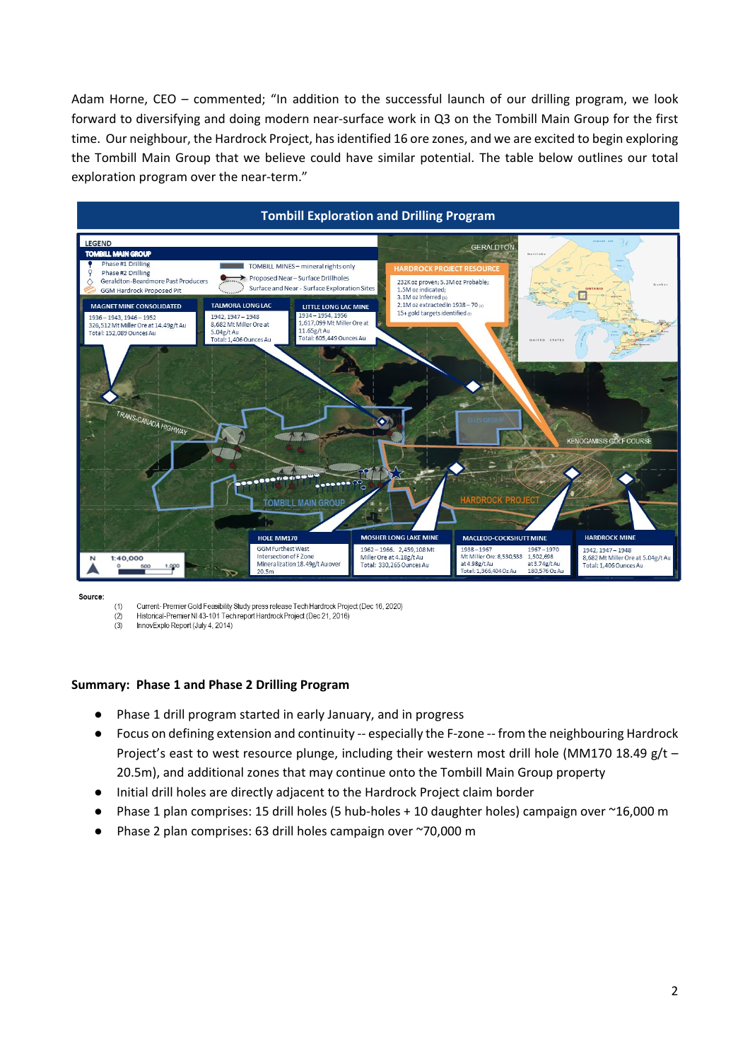Adam Horne, CEO – commented; "In addition to the successful launch of our drilling program, we look forward to diversifying and doing modern near-surface work in Q3 on the Tombill Main Group for the first time. Our neighbour, the Hardrock Project, has identified 16 ore zones, and we are excited to begin exploring the Tombill Main Group that we believe could have similar potential. The table below outlines our total exploration program over the near-term."

**Tombill Exploration and Drilling Program**

Source:
(1) Current- Premier Gold Feasibility Study press release Tech Hardrock Project (Dec 16, 2020)
(2) Historical-Premier NI 43-101 Tech report Hardrock Project (Dec 21, 2016)
(3) InnovExplo Report (July 4, 2014)

## Summary: Phase 1 and Phase 2 Drilling Program

- Phase 1 drill program started in early January, and in progress
- Focus on defining extension and continuity -- especially the F-zone -- from the neighbouring Hardrock Project's east to west resource plunge, including their western most drill hole (MM170 18.49 g/t – 20.5m), and additional zones that may continue onto the Tombill Main Group property
- Initial drill holes are directly adjacent to the Hardrock Project claim border
- Phase 1 plan comprises: 15 drill holes (5 hub-holes + 10 daughter holes) campaign over ~16,000 m
- Phase 2 plan comprises: 63 drill holes campaign over ~70,000 m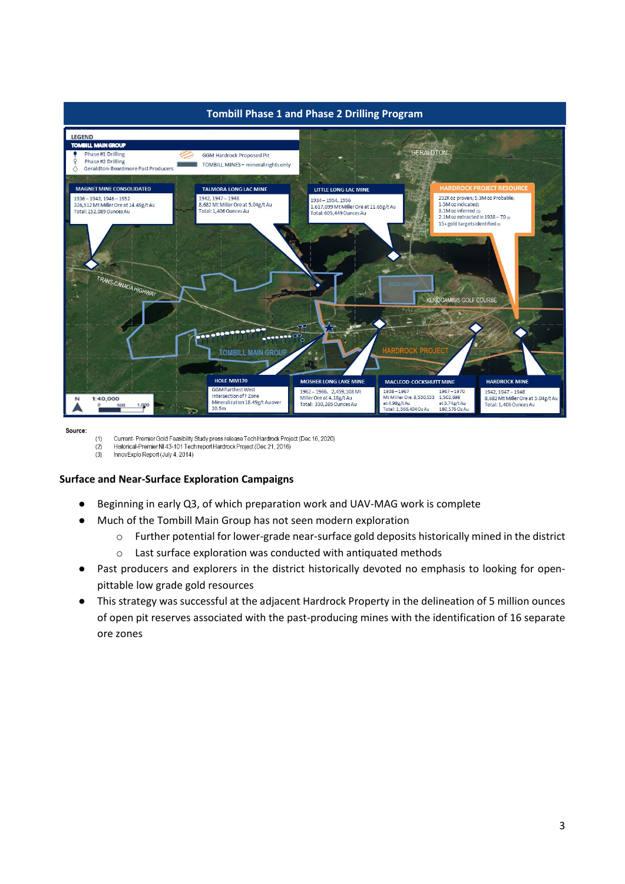## Tombill Phase 1 and Phase 2 Drilling Program

LEGEND

TOMBILL MAIN GROUP

- Phase #1 Drilling
- Phase #2 Drilling
- Geraldton-Beardmore Past Producers
- GGM Hardrock Proposed Pit
- TOMBILL MINES – mineral rights only

GERALDTON

**MAGNET MINE CONSOLIDATED**
1936 – 1943, 1946 – 1952
326,512 Mt Miller Ore at 14.49g/t Au
Total: 152,089 Ounces Au

**TALMORA LONG LAC MINE**
1942, 1947 – 1948
8,682 Mt Miller Ore at 5.04g/t Au
Total: 1,406 Ounces Au

**LITTLE LONG LAC MINE**
1934 – 1954, 1956
1,617,099 Mt Miller Ore at 11.65g/t Au
Total: 605,449 Ounces Au

**HARDROCK PROJECT RESOURCE**
232K oz proven; 5.3M oz Probable;
1.5M oz indicated;
3.1M oz inferred (1)
2.1M oz extracted in 1938 – 70 (2)
15+ gold targets identified (3)

TRANS-CANADA HIGHWAY

ELLIS GROUP

KENOGAMISIS GOLF COURSE

TOMBILL MAIN GROUP

HARDROCK PROJECT

**HOLE MM170**
GGM Furthest West
Intersection of F Zone
Mineralization 18.49g/t Au over
20.5m

**MOSHER LONG LAKE MINE**
1962 – 1966. 2,459,108 Mt
Miller Ore at 4.18g/t Au
Total: 330,265 Ounces Au

**MACLEOD-COCKSHUTT MINE**
1938 – 1967 Mt Miller Ore: 8,530,533 at 4.98g/t Au
1967 – 1970 1,502,698 at 3.74g/t Au
Total: 1,366,404 Oz Au 180,576 Oz Au

**HARDROCK MINE**
1942, 1947 – 1948
8,682 Mt Miller Ore at 5.04g/t Au
Total: 1,406 Ounces Au

N 1:40,000 0 500 1,000

Source:

(1) Current- Premier Gold Feasibility Study press release Tech Hardrock Project (Dec 16, 2020)
(2) Historical-Premier NI 43-101 Tech report Hardrock Project (Dec 21, 2016)
(3) InnovExplo Report (July 4, 2014)

**Surface and Near-Surface Exploration Campaigns**

- Beginning in early Q3, of which preparation work and UAV-MAG work is complete
- Much of the Tombill Main Group has not seen modern exploration
  - Further potential for lower-grade near-surface gold deposits historically mined in the district
  - Last surface exploration was conducted with antiquated methods
- Past producers and explorers in the district historically devoted no emphasis to looking for open-pittable low grade gold resources
- This strategy was successful at the adjacent Hardrock Property in the delineation of 5 million ounces of open pit reserves associated with the past-producing mines with the identification of 16 separate ore zones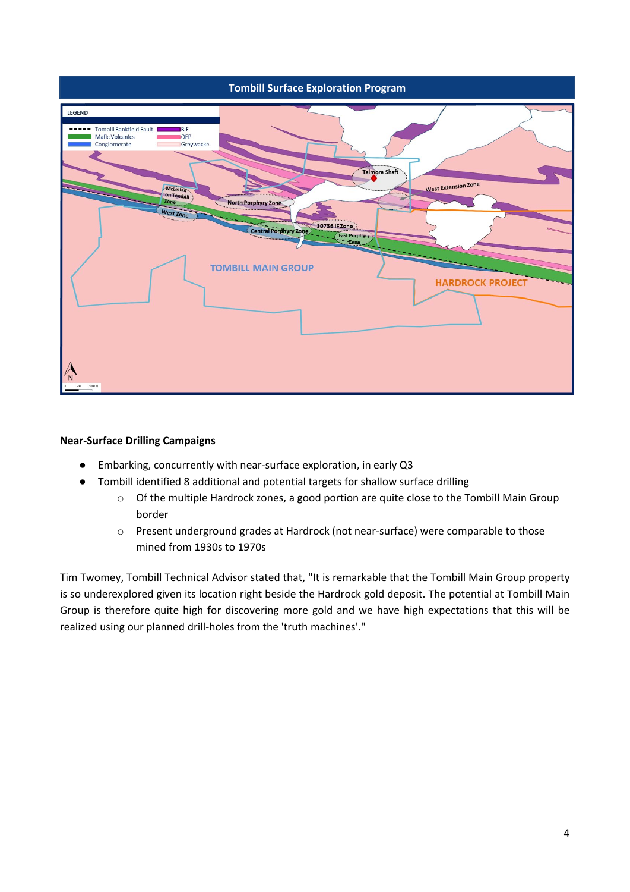**Tombill Surface Exploration Program**

**Near-Surface Drilling Campaigns**

- Embarking, concurrently with near-surface exploration, in early Q3
- Tombill identified 8 additional and potential targets for shallow surface drilling
    - Of the multiple Hardrock zones, a good portion are quite close to the Tombill Main Group border
    - Present underground grades at Hardrock (not near-surface) were comparable to those mined from 1930s to 1970s

Tim Twomey, Tombill Technical Advisor stated that, "It is remarkable that the Tombill Main Group property is so underexplored given its location right beside the Hardrock gold deposit. The potential at Tombill Main Group is therefore quite high for discovering more gold and we have high expectations that this will be realized using our planned drill-holes from the 'truth machines'."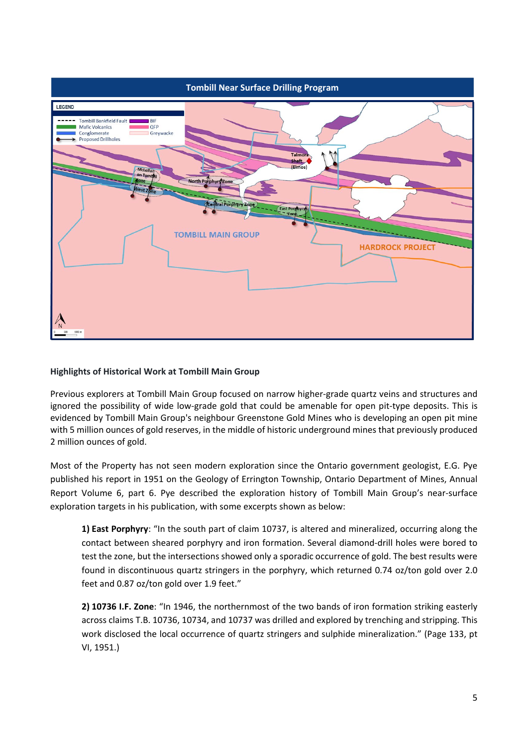**Tombill Near Surface Drilling Program**

**Highlights of Historical Work at Tombill Main Group**

Previous explorers at Tombill Main Group focused on narrow higher-grade quartz veins and structures and ignored the possibility of wide low-grade gold that could be amenable for open pit-type deposits. This is evidenced by Tombill Main Group's neighbour Greenstone Gold Mines who is developing an open pit mine with 5 million ounces of gold reserves, in the middle of historic underground mines that previously produced 2 million ounces of gold.

Most of the Property has not seen modern exploration since the Ontario government geologist, E.G. Pye published his report in 1951 on the Geology of Errington Township, Ontario Department of Mines, Annual Report Volume 6, part 6. Pye described the exploration history of Tombill Main Group's near-surface exploration targets in his publication, with some excerpts shown as below:

> **1) East Porphyry**: "In the south part of claim 10737, is altered and mineralized, occurring along the contact between sheared porphyry and iron formation. Several diamond-drill holes were bored to test the zone, but the intersections showed only a sporadic occurrence of gold. The best results were found in discontinuous quartz stringers in the porphyry, which returned 0.74 oz/ton gold over 2.0 feet and 0.87 oz/ton gold over 1.9 feet."
>
> **2) 10736 I.F. Zone**: "In 1946, the northernmost of the two bands of iron formation striking easterly across claims T.B. 10736, 10734, and 10737 was drilled and explored by trenching and stripping. This work disclosed the local occurrence of quartz stringers and sulphide mineralization." (Page 133, pt VI, 1951.)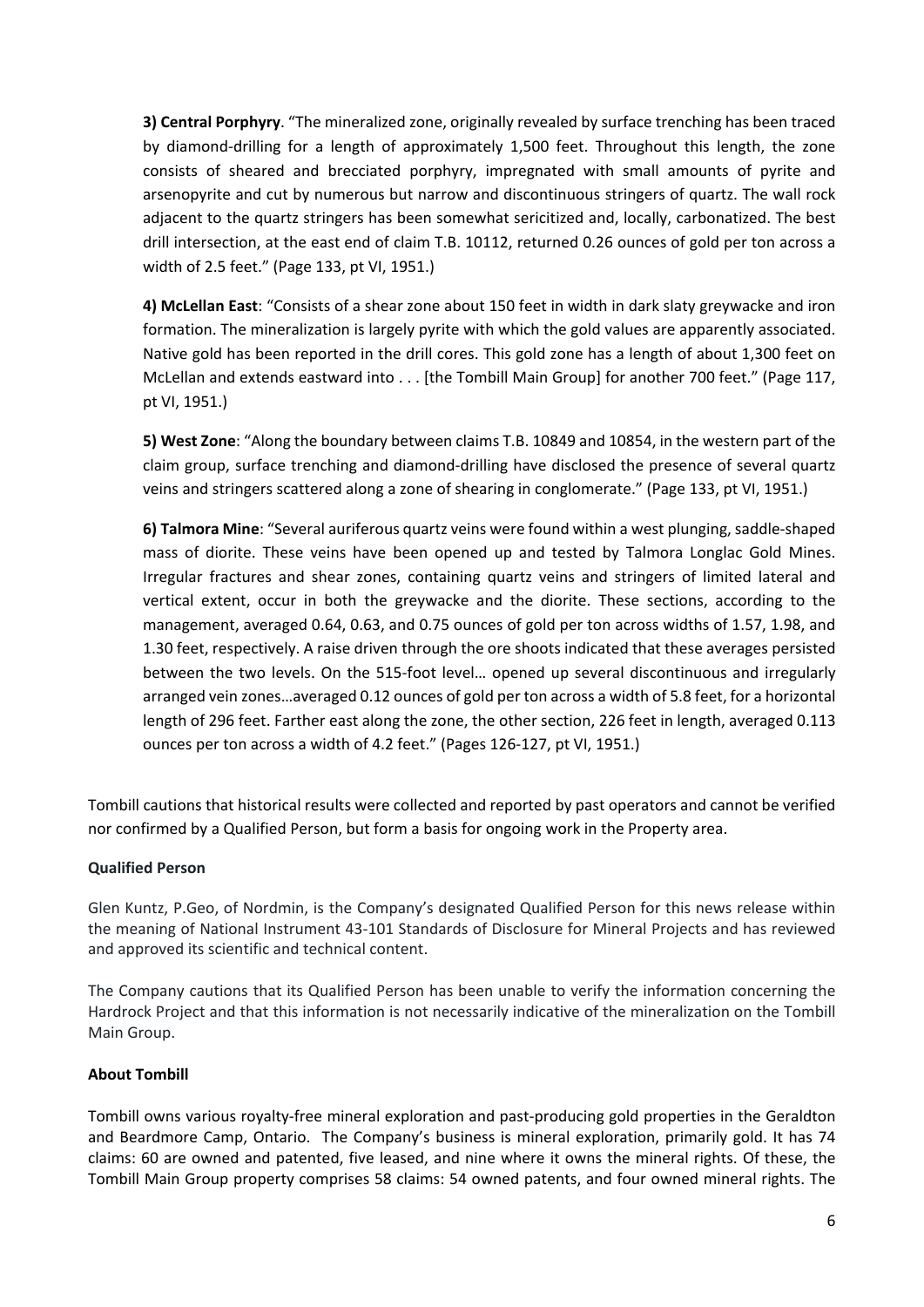**3) Central Porphyry**. "The mineralized zone, originally revealed by surface trenching has been traced by diamond-drilling for a length of approximately 1,500 feet. Throughout this length, the zone consists of sheared and brecciated porphyry, impregnated with small amounts of pyrite and arsenopyrite and cut by numerous but narrow and discontinuous stringers of quartz. The wall rock adjacent to the quartz stringers has been somewhat sericitized and, locally, carbonatized. The best drill intersection, at the east end of claim T.B. 10112, returned 0.26 ounces of gold per ton across a width of 2.5 feet." (Page 133, pt VI, 1951.)

**4) McLellan East**: "Consists of a shear zone about 150 feet in width in dark slaty greywacke and iron formation. The mineralization is largely pyrite with which the gold values are apparently associated. Native gold has been reported in the drill cores. This gold zone has a length of about 1,300 feet on McLellan and extends eastward into . . . [the Tombill Main Group] for another 700 feet." (Page 117, pt VI, 1951.)

**5) West Zone**: "Along the boundary between claims T.B. 10849 and 10854, in the western part of the claim group, surface trenching and diamond-drilling have disclosed the presence of several quartz veins and stringers scattered along a zone of shearing in conglomerate." (Page 133, pt VI, 1951.)

**6) Talmora Mine**: "Several auriferous quartz veins were found within a west plunging, saddle-shaped mass of diorite. These veins have been opened up and tested by Talmora Longlac Gold Mines. Irregular fractures and shear zones, containing quartz veins and stringers of limited lateral and vertical extent, occur in both the greywacke and the diorite. These sections, according to the management, averaged 0.64, 0.63, and 0.75 ounces of gold per ton across widths of 1.57, 1.98, and 1.30 feet, respectively. A raise driven through the ore shoots indicated that these averages persisted between the two levels. On the 515-foot level… opened up several discontinuous and irregularly arranged vein zones…averaged 0.12 ounces of gold per ton across a width of 5.8 feet, for a horizontal length of 296 feet. Farther east along the zone, the other section, 226 feet in length, averaged 0.113 ounces per ton across a width of 4.2 feet." (Pages 126-127, pt VI, 1951.)

Tombill cautions that historical results were collected and reported by past operators and cannot be verified nor confirmed by a Qualified Person, but form a basis for ongoing work in the Property area.

**Qualified Person**

Glen Kuntz, P.Geo, of Nordmin, is the Company's designated Qualified Person for this news release within the meaning of National Instrument 43-101 Standards of Disclosure for Mineral Projects and has reviewed and approved its scientific and technical content.

The Company cautions that its Qualified Person has been unable to verify the information concerning the Hardrock Project and that this information is not necessarily indicative of the mineralization on the Tombill Main Group.

**About Tombill**

Tombill owns various royalty-free mineral exploration and past-producing gold properties in the Geraldton and Beardmore Camp, Ontario. The Company's business is mineral exploration, primarily gold. It has 74 claims: 60 are owned and patented, five leased, and nine where it owns the mineral rights. Of these, the Tombill Main Group property comprises 58 claims: 54 owned patents, and four owned mineral rights. The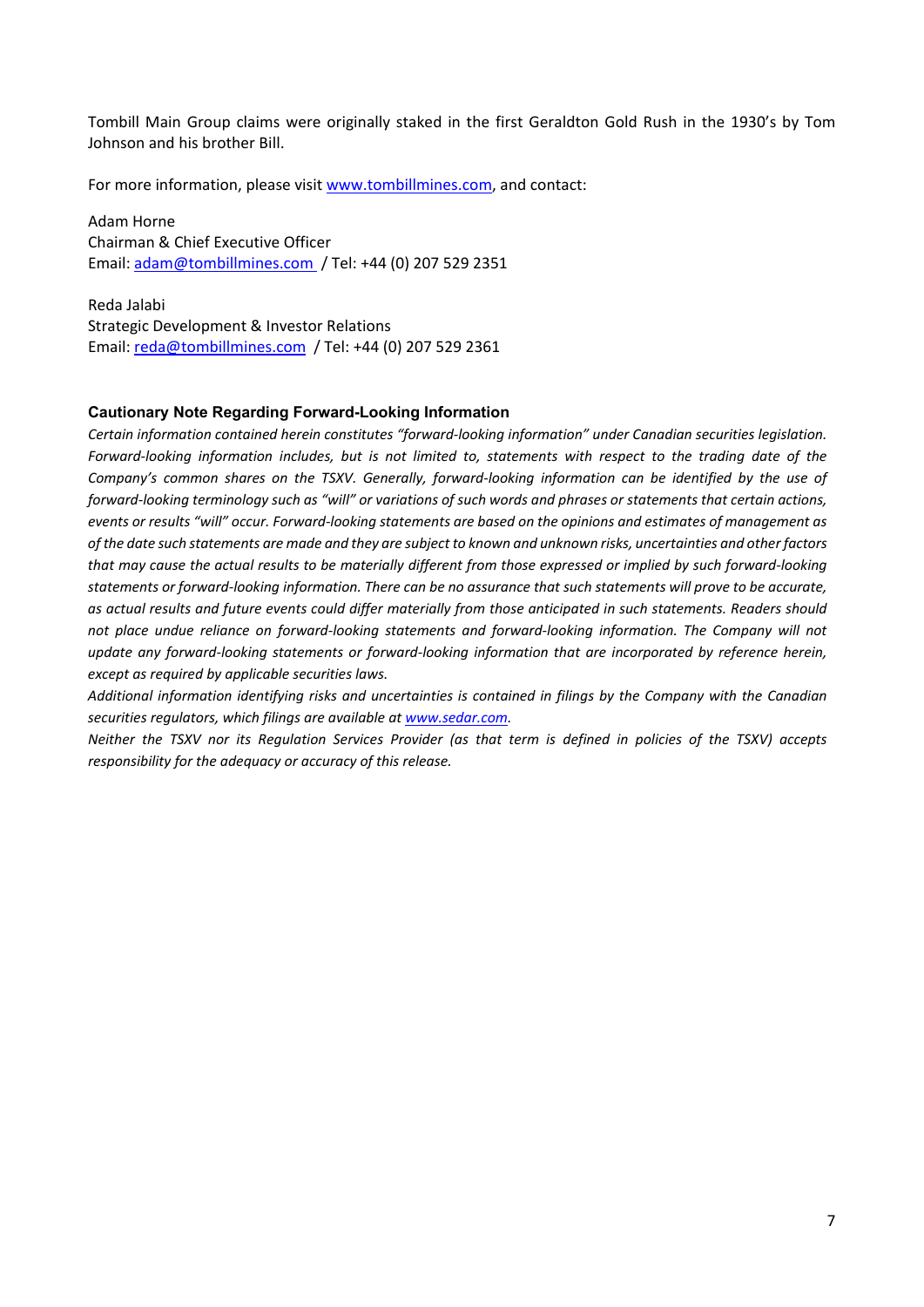Tombill Main Group claims were originally staked in the first Geraldton Gold Rush in the 1930's by Tom Johnson and his brother Bill.

For more information, please visit www.tombillmines.com, and contact:

Adam Horne
Chairman & Chief Executive Officer
Email: adam@tombillmines.com / Tel: +44 (0) 207 529 2351

Reda Jalabi
Strategic Development & Investor Relations
Email: reda@tombillmines.com / Tel: +44 (0) 207 529 2361

**Cautionary Note Regarding Forward-Looking Information**

*Certain information contained herein constitutes "forward-looking information" under Canadian securities legislation. Forward-looking information includes, but is not limited to, statements with respect to the trading date of the Company's common shares on the TSXV. Generally, forward-looking information can be identified by the use of forward-looking terminology such as "will" or variations of such words and phrases or statements that certain actions, events or results "will" occur. Forward-looking statements are based on the opinions and estimates of management as of the date such statements are made and they are subject to known and unknown risks, uncertainties and other factors that may cause the actual results to be materially different from those expressed or implied by such forward-looking statements or forward-looking information. There can be no assurance that such statements will prove to be accurate, as actual results and future events could differ materially from those anticipated in such statements. Readers should not place undue reliance on forward-looking statements and forward-looking information. The Company will not update any forward-looking statements or forward-looking information that are incorporated by reference herein, except as required by applicable securities laws.*

*Additional information identifying risks and uncertainties is contained in filings by the Company with the Canadian securities regulators, which filings are available at www.sedar.com.*

*Neither the TSXV nor its Regulation Services Provider (as that term is defined in policies of the TSXV) accepts responsibility for the adequacy or accuracy of this release.*